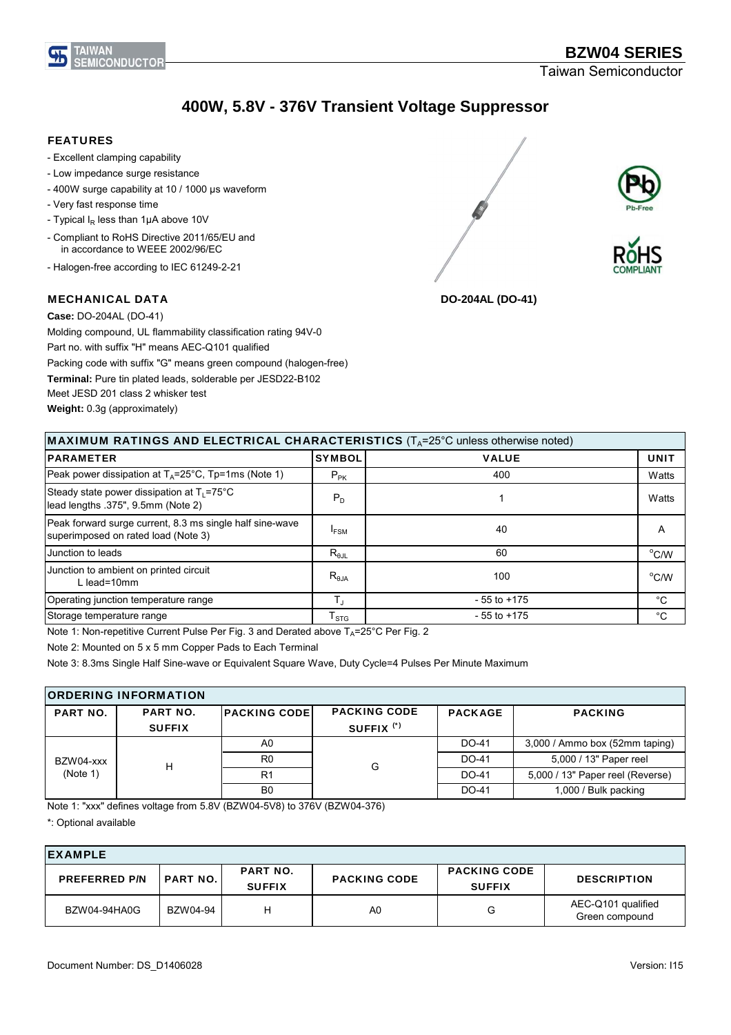# BZW04 SERIES

Taiwan Semiconductor

## 400W, 5.8V - 376V Transient Voltage Suppressor

### FEATURES

- Excellent clamping capability
- Low impedance surge resistance
- 400W surge capability at 10 / 1000 μs waveform
- Very fast response time
- Typical $I_R$ less than 1μA above 10V
- Compliant to RoHS Directive 2011/65/EU and in accordance to WEEE 2002/96/EC
- Halogen-free according to IEC 61249-2-21

DO-204AL (DO-41)

### MECHANICAL DATA

**Case:** DO-204AL (DO-41)

Molding compound, UL flammability classification rating 94V-0

Part no. with suffix "H" means AEC-Q101 qualified

Packing code with suffix "G" means green compound (halogen-free)

**Terminal:** Pure tin plated leads, solderable per JESD22-B102

Meet JESD 201 class 2 whisker test

**Weight:** 0.3g (approximately)

### MAXIMUM RATINGS AND ELECTRICAL CHARACTERISTICS ($T_A$=25°C unless otherwise noted)

| PARAMETER | SYMBOL | VALUE | UNIT |
|---|---|---|---|
| Peak power dissipation at $T_A$=25°C, Tp=1ms (Note 1) | $P_{PK}$ | 400 | Watts |
| Steady state power dissipation at $T_L$=75°C lead lengths .375", 9.5mm (Note 2) | $P_D$ | 1 | Watts |
| Peak forward surge current, 8.3 ms single half sine-wave superimposed on rated load (Note 3) | $I_{FSM}$ | 40 | A |
| Junction to leads | $R_{\theta JL}$ | 60 | °C/W |
| Junction to ambient on printed circuit L lead=10mm | $R_{\theta JA}$ | 100 | °C/W |
| Operating junction temperature range | $T_J$ | - 55 to +175 | °C |
| Storage temperature range | $T_{STG}$ | - 55 to +175 | °C |

Note 1: Non-repetitive Current Pulse Per Fig. 3 and Derated above $T_A$=25°C Per Fig. 2

Note 2: Mounted on 5 x 5 mm Copper Pads to Each Terminal

Note 3: 8.3ms Single Half Sine-wave or Equivalent Square Wave, Duty Cycle=4 Pulses Per Minute Maximum

### ORDERING INFORMATION

| PART NO. | PART NO. SUFFIX | PACKING CODE | PACKING CODE SUFFIX (*) | PACKAGE | PACKING |
|---|---|---|---|---|---|
| BZW04-xxx (Note 1) | H | A0 | G | DO-41 | 3,000 / Ammo box (52mm taping) |
| | | R0 | | DO-41 | 5,000 / 13" Paper reel |
| | | R1 | | DO-41 | 5,000 / 13" Paper reel (Reverse) |
| | | B0 | | DO-41 | 1,000 / Bulk packing |

Note 1: "xxx" defines voltage from 5.8V (BZW04-5V8) to 376V (BZW04-376)

*: Optional available

### EXAMPLE

| PREFERRED P/N | PART NO. | PART NO. SUFFIX | PACKING CODE | PACKING CODE SUFFIX | DESCRIPTION |
|---|---|---|---|---|---|
| BZW04-94HA0G | BZW04-94 | H | A0 | G | AEC-Q101 qualified Green compound |

Document Number: DS_D1406028

Version: I15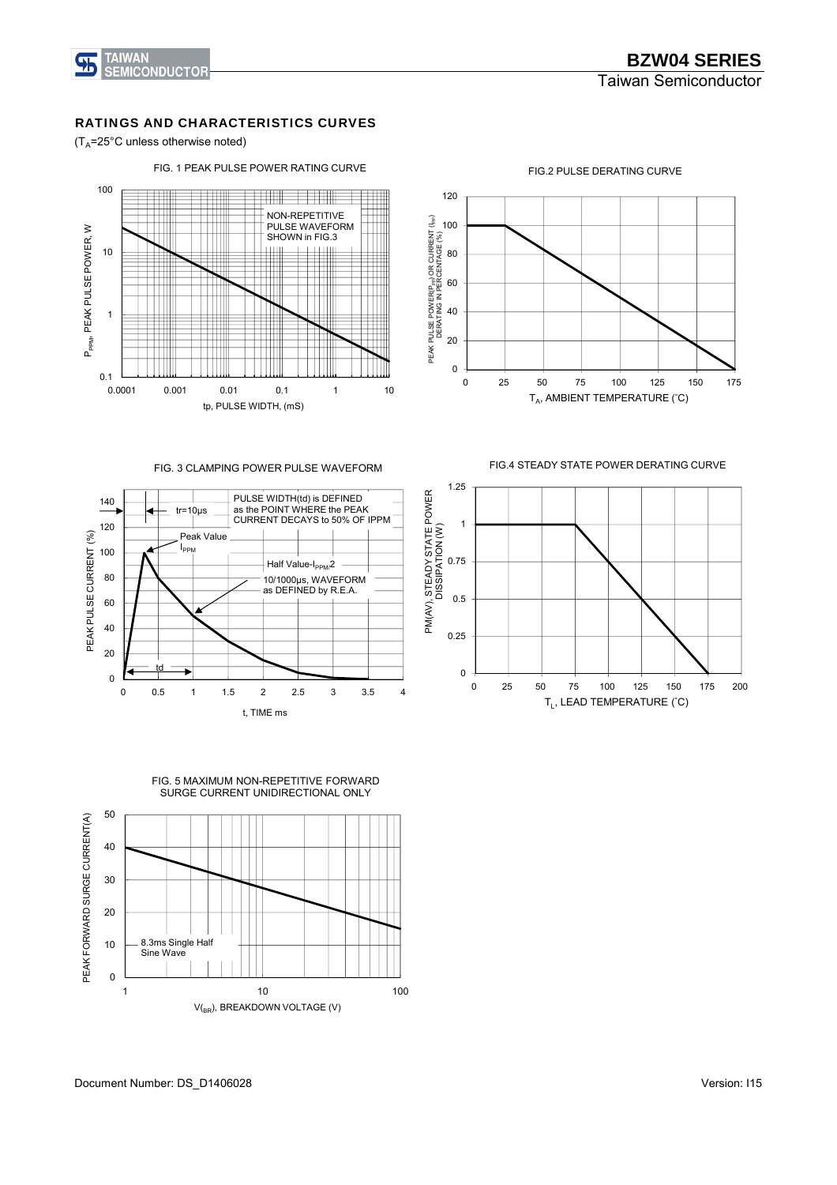## RATINGS AND CHARACTERISTICS CURVES

($T_A$=25°C unless otherwise noted)

FIG. 1 PEAK PULSE POWER RATING CURVE

NON-REPETITIVE PULSE WAVEFORM SHOWN in FIG.3

$P_{PPM}$, PEAK PULSE POWER, W

tp, PULSE WIDTH, (mS)

FIG.2 PULSE DERATING CURVE

PEAK PULSE POWER($P_{PP}$) OR CURRENT ($I_{PP}$) DERATING IN PERCENTAGE (%)

$T_A$, AMBIENT TEMPERATURE (°C)

FIG. 3 CLAMPING POWER PULSE WAVEFORM

tr=10μs

PULSE WIDTH(td) is DEFINED as the POINT WHERE the PEAK CURRENT DECAYS to 50% OF IPPM

Peak Value $I_{PPM}$

Half Value-$I_{PPM}$/2

10/1000μs, WAVEFORM as DEFINED by R.E.A.

td

PEAK PULSE CURRENT (%)

t, TIME ms

FIG.4 STEADY STATE POWER DERATING CURVE

PM(AV), STEADY STATE POWER DISSIPATION (W)

$T_L$, LEAD TEMPERATURE (°C)

FIG. 5 MAXIMUM NON-REPETITIVE FORWARD SURGE CURRENT UNIDIRECTIONAL ONLY

8.3ms Single Half Sine Wave

PEAK FORWARD SURGE CURRENT(A)

$V_{(BR)}$, BREAKDOWN VOLTAGE (V)

Document Number: DS_D1406028 Version: I15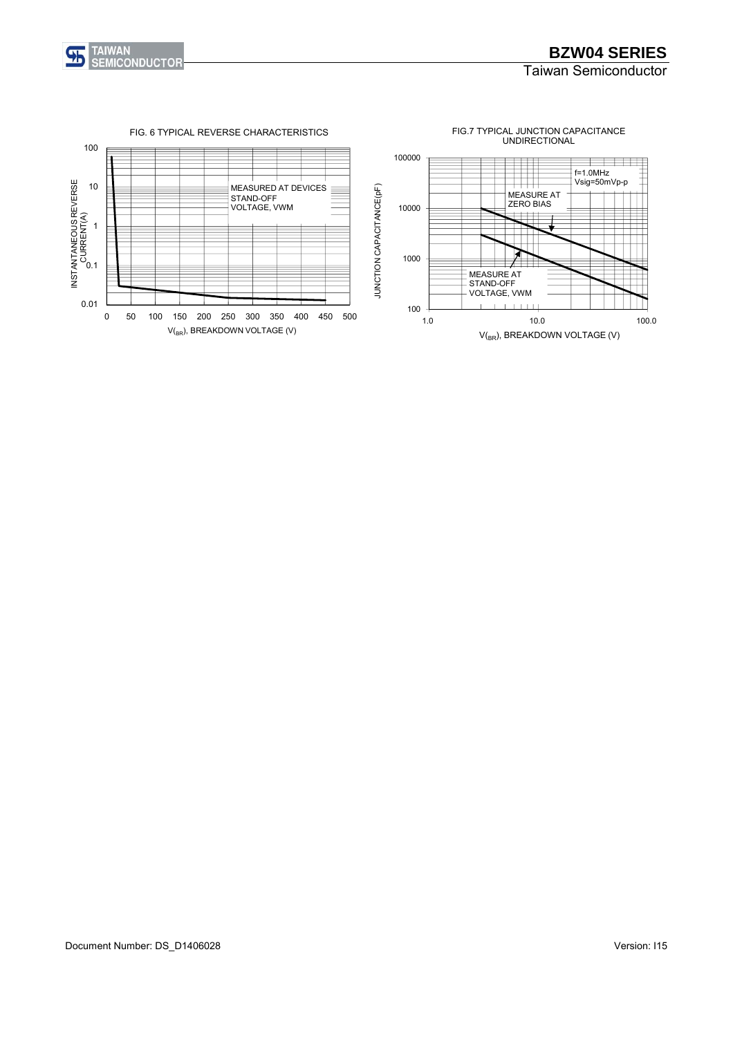FIG. 6 TYPICAL REVERSE CHARACTERISTICS

INSTANTANEOUS REVERSE CURRENT(A)

100

10

1

0.1

0.01

0 50 100 150 200 250 300 350 400 450 500

$V_{(BR)}$, BREAKDOWN VOLTAGE (V)

MEASURED AT DEVICES STAND-OFF VOLTAGE, VWM

FIG.7 TYPICAL JUNCTION CAPACITANCE UNDIRECTIONAL

JUNCTION CAPACITANCE(pF)

100000

10000

1000

100

1.0 10.0 100.0

$V_{(BR)}$, BREAKDOWN VOLTAGE (V)

f=1.0MHz
Vsig=50mVp-p

MEASURE AT ZERO BIAS

MEASURE AT STAND-OFF VOLTAGE, VWM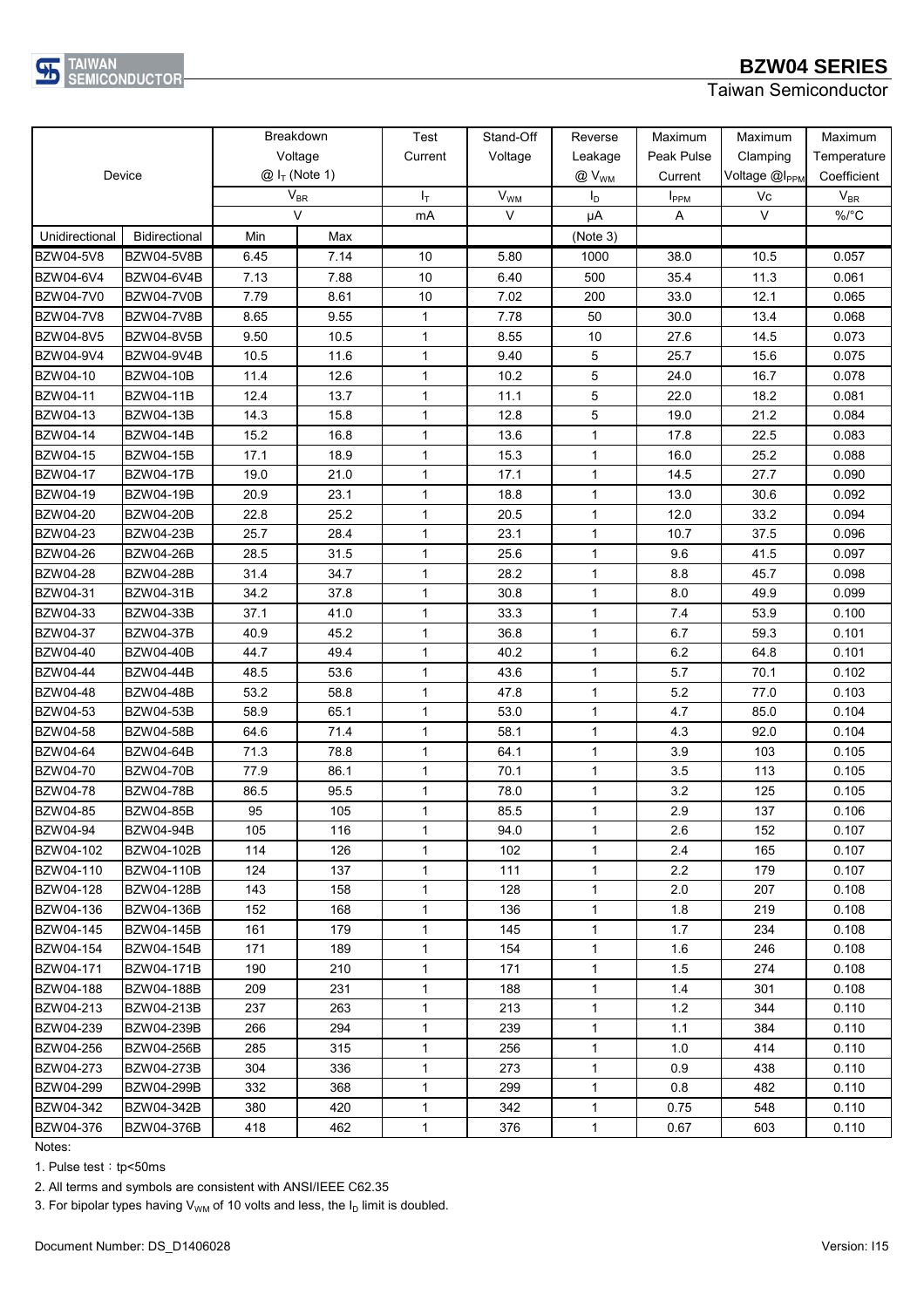| Device | | Breakdown Voltage @ $I_T$ (Note 1) | | Test Current | Stand-Off Voltage | Reverse Leakage @ $V_{WM}$ | Maximum Peak Pulse Current | Maximum Clamping Voltage @$I_{PPM}$ | Maximum Temperature Coefficient |
|---|---|---|---|---|---|---|---|---|---|
| | | $V_{BR}$ | | $I_T$ | $V_{WM}$ | $I_D$ | $I_{PPM}$ | Vc | $V_{BR}$ |
| | | V | | mA | V | μA | A | V | %/°C |
| Unidirectional | Bidirectional | Min | Max | | | (Note 3) | | | |
| BZW04-5V8 | BZW04-5V8B | 6.45 | 7.14 | 10 | 5.80 | 1000 | 38.0 | 10.5 | 0.057 |
| BZW04-6V4 | BZW04-6V4B | 7.13 | 7.88 | 10 | 6.40 | 500 | 35.4 | 11.3 | 0.061 |
| BZW04-7V0 | BZW04-7V0B | 7.79 | 8.61 | 10 | 7.02 | 200 | 33.0 | 12.1 | 0.065 |
| BZW04-7V8 | BZW04-7V8B | 8.65 | 9.55 | 1 | 7.78 | 50 | 30.0 | 13.4 | 0.068 |
| BZW04-8V5 | BZW04-8V5B | 9.50 | 10.5 | 1 | 8.55 | 10 | 27.6 | 14.5 | 0.073 |
| BZW04-9V4 | BZW04-9V4B | 10.5 | 11.6 | 1 | 9.40 | 5 | 25.7 | 15.6 | 0.075 |
| BZW04-10 | BZW04-10B | 11.4 | 12.6 | 1 | 10.2 | 5 | 24.0 | 16.7 | 0.078 |
| BZW04-11 | BZW04-11B | 12.4 | 13.7 | 1 | 11.1 | 5 | 22.0 | 18.2 | 0.081 |
| BZW04-13 | BZW04-13B | 14.3 | 15.8 | 1 | 12.8 | 5 | 19.0 | 21.2 | 0.084 |
| BZW04-14 | BZW04-14B | 15.2 | 16.8 | 1 | 13.6 | 1 | 17.8 | 22.5 | 0.083 |
| BZW04-15 | BZW04-15B | 17.1 | 18.9 | 1 | 15.3 | 1 | 16.0 | 25.2 | 0.088 |
| BZW04-17 | BZW04-17B | 19.0 | 21.0 | 1 | 17.1 | 1 | 14.5 | 27.7 | 0.090 |
| BZW04-19 | BZW04-19B | 20.9 | 23.1 | 1 | 18.8 | 1 | 13.0 | 30.6 | 0.092 |
| BZW04-20 | BZW04-20B | 22.8 | 25.2 | 1 | 20.5 | 1 | 12.0 | 33.2 | 0.094 |
| BZW04-23 | BZW04-23B | 25.7 | 28.4 | 1 | 23.1 | 1 | 10.7 | 37.5 | 0.096 |
| BZW04-26 | BZW04-26B | 28.5 | 31.5 | 1 | 25.6 | 1 | 9.6 | 41.5 | 0.097 |
| BZW04-28 | BZW04-28B | 31.4 | 34.7 | 1 | 28.2 | 1 | 8.8 | 45.7 | 0.098 |
| BZW04-31 | BZW04-31B | 34.2 | 37.8 | 1 | 30.8 | 1 | 8.0 | 49.9 | 0.099 |
| BZW04-33 | BZW04-33B | 37.1 | 41.0 | 1 | 33.3 | 1 | 7.4 | 53.9 | 0.100 |
| BZW04-37 | BZW04-37B | 40.9 | 45.2 | 1 | 36.8 | 1 | 6.7 | 59.3 | 0.101 |
| BZW04-40 | BZW04-40B | 44.7 | 49.4 | 1 | 40.2 | 1 | 6.2 | 64.8 | 0.101 |
| BZW04-44 | BZW04-44B | 48.5 | 53.6 | 1 | 43.6 | 1 | 5.7 | 70.1 | 0.102 |
| BZW04-48 | BZW04-48B | 53.2 | 58.8 | 1 | 47.8 | 1 | 5.2 | 77.0 | 0.103 |
| BZW04-53 | BZW04-53B | 58.9 | 65.1 | 1 | 53.0 | 1 | 4.7 | 85.0 | 0.104 |
| BZW04-58 | BZW04-58B | 64.6 | 71.4 | 1 | 58.1 | 1 | 4.3 | 92.0 | 0.104 |
| BZW04-64 | BZW04-64B | 71.3 | 78.8 | 1 | 64.1 | 1 | 3.9 | 103 | 0.105 |
| BZW04-70 | BZW04-70B | 77.9 | 86.1 | 1 | 70.1 | 1 | 3.5 | 113 | 0.105 |
| BZW04-78 | BZW04-78B | 86.5 | 95.5 | 1 | 78.0 | 1 | 3.2 | 125 | 0.105 |
| BZW04-85 | BZW04-85B | 95 | 105 | 1 | 85.5 | 1 | 2.9 | 137 | 0.106 |
| BZW04-94 | BZW04-94B | 105 | 116 | 1 | 94.0 | 1 | 2.6 | 152 | 0.107 |
| BZW04-102 | BZW04-102B | 114 | 126 | 1 | 102 | 1 | 2.4 | 165 | 0.107 |
| BZW04-110 | BZW04-110B | 124 | 137 | 1 | 111 | 1 | 2.2 | 179 | 0.107 |
| BZW04-128 | BZW04-128B | 143 | 158 | 1 | 128 | 1 | 2.0 | 207 | 0.108 |
| BZW04-136 | BZW04-136B | 152 | 168 | 1 | 136 | 1 | 1.8 | 219 | 0.108 |
| BZW04-145 | BZW04-145B | 161 | 179 | 1 | 145 | 1 | 1.7 | 234 | 0.108 |
| BZW04-154 | BZW04-154B | 171 | 189 | 1 | 154 | 1 | 1.6 | 246 | 0.108 |
| BZW04-171 | BZW04-171B | 190 | 210 | 1 | 171 | 1 | 1.5 | 274 | 0.108 |
| BZW04-188 | BZW04-188B | 209 | 231 | 1 | 188 | 1 | 1.4 | 301 | 0.108 |
| BZW04-213 | BZW04-213B | 237 | 263 | 1 | 213 | 1 | 1.2 | 344 | 0.110 |
| BZW04-239 | BZW04-239B | 266 | 294 | 1 | 239 | 1 | 1.1 | 384 | 0.110 |
| BZW04-256 | BZW04-256B | 285 | 315 | 1 | 256 | 1 | 1.0 | 414 | 0.110 |
| BZW04-273 | BZW04-273B | 304 | 336 | 1 | 273 | 1 | 0.9 | 438 | 0.110 |
| BZW04-299 | BZW04-299B | 332 | 368 | 1 | 299 | 1 | 0.8 | 482 | 0.110 |
| BZW04-342 | BZW04-342B | 380 | 420 | 1 | 342 | 1 | 0.75 | 548 | 0.110 |
| BZW04-376 | BZW04-376B | 418 | 462 | 1 | 376 | 1 | 0.67 | 603 | 0.110 |

Notes:

1. Pulse test：tp<50ms

2. All terms and symbols are consistent with ANSI/IEEE C62.35

3. For bipolar types having $V_{WM}$ of 10 volts and less, the $I_D$ limit is doubled.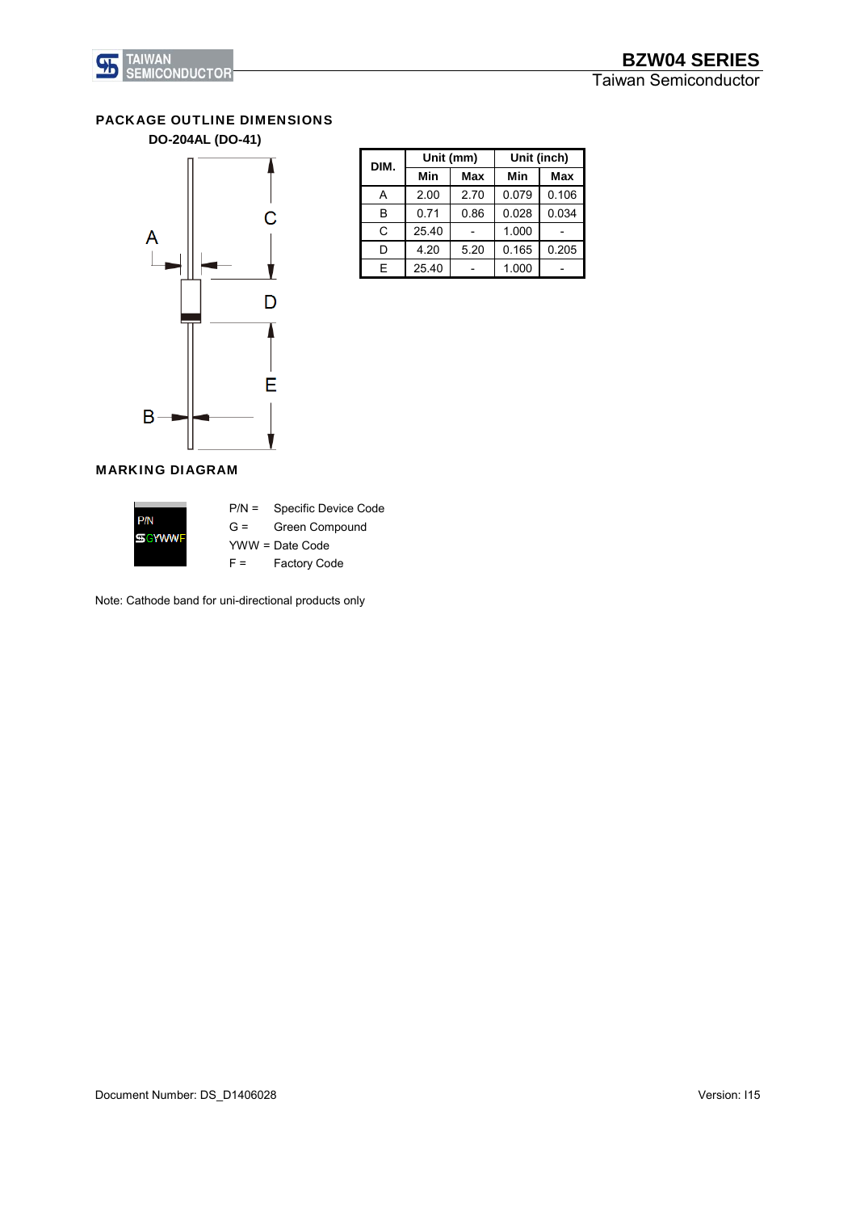## PACKAGE OUTLINE DIMENSIONS

**DO-204AL (DO-41)**

A

C

D

E

B

| DIM. | Unit (mm) | | Unit (inch) | |
|---|---|---|---|---|
| | Min | Max | Min | Max |
| A | 2.00 | 2.70 | 0.079 | 0.106 |
| B | 0.71 | 0.86 | 0.028 | 0.034 |
| C | 25.40 | - | 1.000 | - |
| D | 4.20 | 5.20 | 0.165 | 0.205 |
| E | 25.40 | - | 1.000 | - |

## MARKING DIAGRAM

P/N

GYWWF

P/N = Specific Device Code

G = Green Compound

YWW = Date Code

F = Factory Code

Note: Cathode band for uni-directional products only

Document Number: DS_D1406028

Version: I15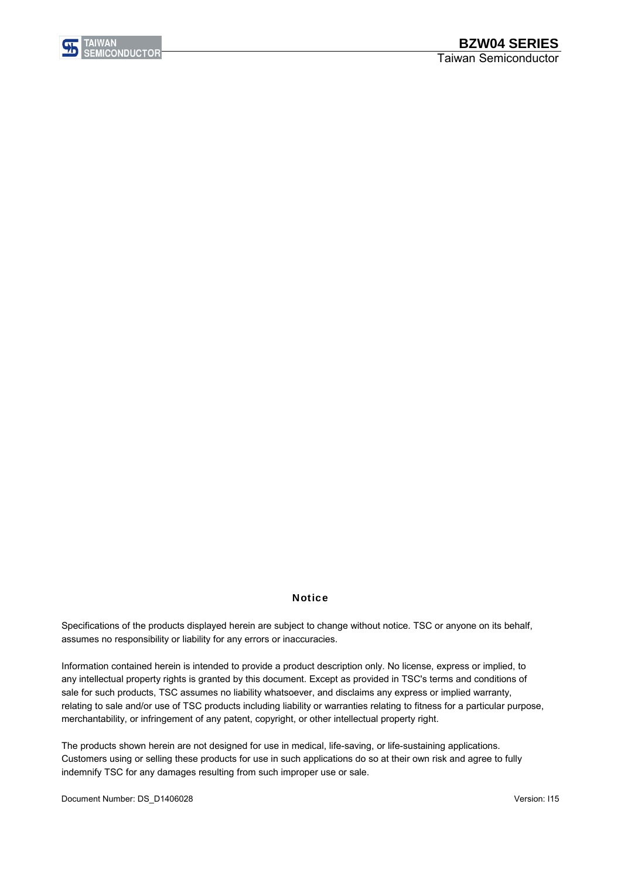## Notice

Specifications of the products displayed herein are subject to change without notice. TSC or anyone on its behalf, assumes no responsibility or liability for any errors or inaccuracies.

Information contained herein is intended to provide a product description only. No license, express or implied, to any intellectual property rights is granted by this document. Except as provided in TSC's terms and conditions of sale for such products, TSC assumes no liability whatsoever, and disclaims any express or implied warranty, relating to sale and/or use of TSC products including liability or warranties relating to fitness for a particular purpose, merchantability, or infringement of any patent, copyright, or other intellectual property right.

The products shown herein are not designed for use in medical, life-saving, or life-sustaining applications. Customers using or selling these products for use in such applications do so at their own risk and agree to fully indemnify TSC for any damages resulting from such improper use or sale.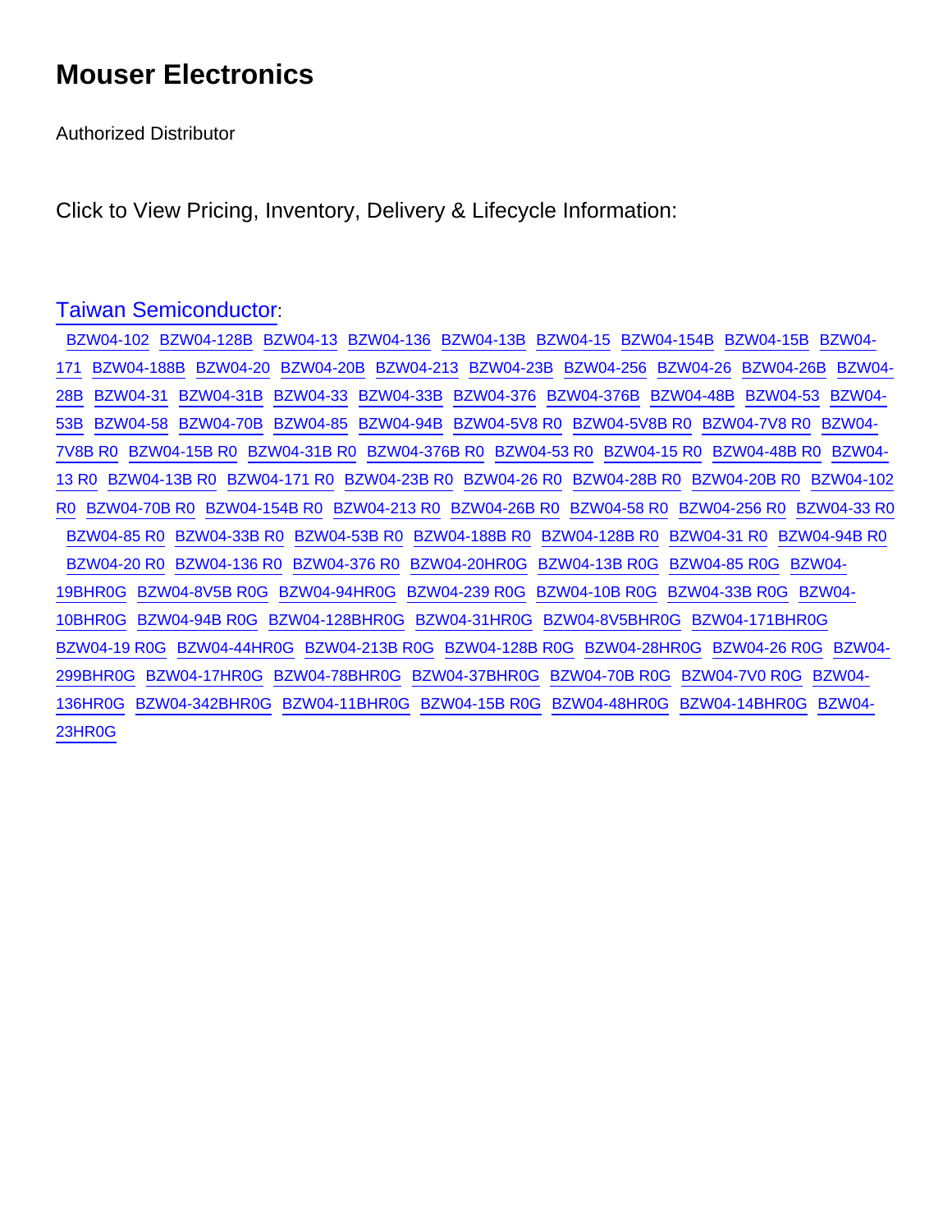# Mouser Electronics

Authorized Distributor

Click to View Pricing, Inventory, Delivery & Lifecycle Information:

Taiwan Semiconductor:

BZW04-102 BZW04-128B BZW04-13 BZW04-136 BZW04-13B BZW04-15 BZW04-154B BZW04-15B BZW04-171 BZW04-188B BZW04-20 BZW04-20B BZW04-213 BZW04-23B BZW04-256 BZW04-26 BZW04-26B BZW04-28B BZW04-31 BZW04-31B BZW04-33 BZW04-33B BZW04-376 BZW04-376B BZW04-48B BZW04-53 BZW04-53B BZW04-58 BZW04-70B BZW04-85 BZW04-94B BZW04-5V8 R0 BZW04-5V8B R0 BZW04-7V8 R0 BZW04-7V8B R0 BZW04-15B R0 BZW04-31B R0 BZW04-376B R0 BZW04-53 R0 BZW04-15 R0 BZW04-48B R0 BZW04-13 R0 BZW04-13B R0 BZW04-171 R0 BZW04-23B R0 BZW04-26 R0 BZW04-28B R0 BZW04-20B R0 BZW04-102 R0 BZW04-70B R0 BZW04-154B R0 BZW04-213 R0 BZW04-26B R0 BZW04-58 R0 BZW04-256 R0 BZW04-33 R0 BZW04-85 R0 BZW04-33B R0 BZW04-53B R0 BZW04-188B R0 BZW04-128B R0 BZW04-31 R0 BZW04-94B R0 BZW04-20 R0 BZW04-136 R0 BZW04-376 R0 BZW04-20HR0G BZW04-13B R0G BZW04-85 R0G BZW04-19BHR0G BZW04-8V5B R0G BZW04-94HR0G BZW04-239 R0G BZW04-10B R0G BZW04-33B R0G BZW04-10BHR0G BZW04-94B R0G BZW04-128BHR0G BZW04-31HR0G BZW04-8V5BHR0G BZW04-171BHR0G BZW04-19 R0G BZW04-44HR0G BZW04-213B R0G BZW04-128B R0G BZW04-28HR0G BZW04-26 R0G BZW04-299BHR0G BZW04-17HR0G BZW04-78BHR0G BZW04-37BHR0G BZW04-70B R0G BZW04-7V0 R0G BZW04-136HR0G BZW04-342BHR0G BZW04-11BHR0G BZW04-15B R0G BZW04-48HR0G BZW04-14BHR0G BZW04-23HR0G